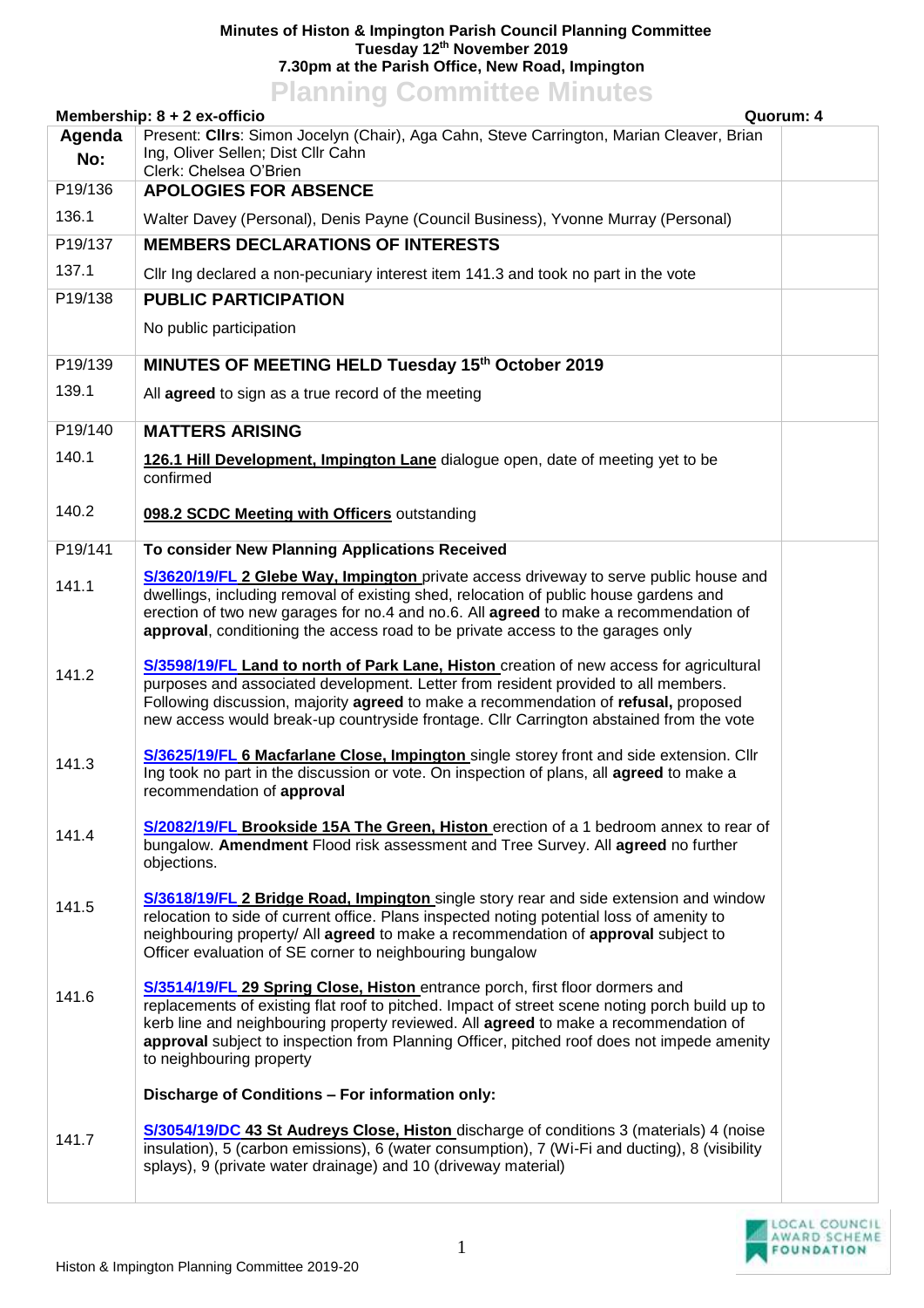**Minutes of Histon & Impington Parish Council Planning Committee**
**Tuesday 12th November 2019**
**7.30pm at the Parish Office, New Road, Impington**

# Planning Committee Minutes

**Membership: 8 + 2 ex-officio** **Quorum: 4**

| Agenda No: | Present: **Cllrs**: Simon Jocelyn (Chair), Aga Cahn, Steve Carrington, Marian Cleaver, Brian Ing, Oliver Sellen; Dist Cllr Cahn<br>Clerk: Chelsea O'Brien | |
|---|---|---|
| P19/136 | **APOLOGIES FOR ABSENCE** | |
| 136.1 | Walter Davey (Personal), Denis Payne (Council Business), Yvonne Murray (Personal) | |
| P19/137 | **MEMBERS DECLARATIONS OF INTERESTS** | |
| 137.1 | Cllr Ing declared a non-pecuniary interest item 141.3 and took no part in the vote | |
| P19/138 | **PUBLIC PARTICIPATION**<br>No public participation | |
| P19/139 | **MINUTES OF MEETING HELD Tuesday 15th October 2019** | |
| 139.1 | All **agreed** to sign as a true record of the meeting | |
| P19/140 | **MATTERS ARISING** | |
| 140.1 | **126.1 Hill Development, Impington Lane** dialogue open, date of meeting yet to be confirmed | |
| 140.2 | **098.2 SCDC Meeting with Officers** outstanding | |
| P19/141 | **To consider New Planning Applications Received** | |
| 141.1 | **S/3620/19/FL 2 Glebe Way, Impington** private access driveway to serve public house and dwellings, including removal of existing shed, relocation of public house gardens and erection of two new garages for no.4 and no.6. All **agreed** to make a recommendation of **approval**, conditioning the access road to be private access to the garages only | |
| 141.2 | **S/3598/19/FL Land to north of Park Lane, Histon** creation of new access for agricultural purposes and associated development. Letter from resident provided to all members. Following discussion, majority **agreed** to make a recommendation of **refusal,** proposed new access would break-up countryside frontage. Cllr Carrington abstained from the vote | |
| 141.3 | **S/3625/19/FL 6 Macfarlane Close, Impington** single storey front and side extension. Cllr Ing took no part in the discussion or vote. On inspection of plans, all **agreed** to make a recommendation of **approval** | |
| 141.4 | **S/2082/19/FL Brookside 15A The Green, Histon** erection of a 1 bedroom annex to rear of bungalow. **Amendment** Flood risk assessment and Tree Survey. All **agreed** no further objections. | |
| 141.5 | **S/3618/19/FL 2 Bridge Road, Impington** single story rear and side extension and window relocation to side of current office. Plans inspected noting potential loss of amenity to neighbouring property/ All **agreed** to make a recommendation of **approval** subject to Officer evaluation of SE corner to neighbouring bungalow | |
| 141.6 | **S/3514/19/FL 29 Spring Close, Histon** entrance porch, first floor dormers and replacements of existing flat roof to pitched. Impact of street scene noting porch build up to kerb line and neighbouring property reviewed. All **agreed** to make a recommendation of **approval** subject to inspection from Planning Officer, pitched roof does not impede amenity to neighbouring property<br><br>**Discharge of Conditions – For information only:** | |
| 141.7 | **S/3054/19/DC 43 St Audreys Close, Histon** discharge of conditions 3 (materials) 4 (noise insulation), 5 (carbon emissions), 6 (water consumption), 7 (Wi-Fi and ducting), 8 (visibility splays), 9 (private water drainage) and 10 (driveway material) | |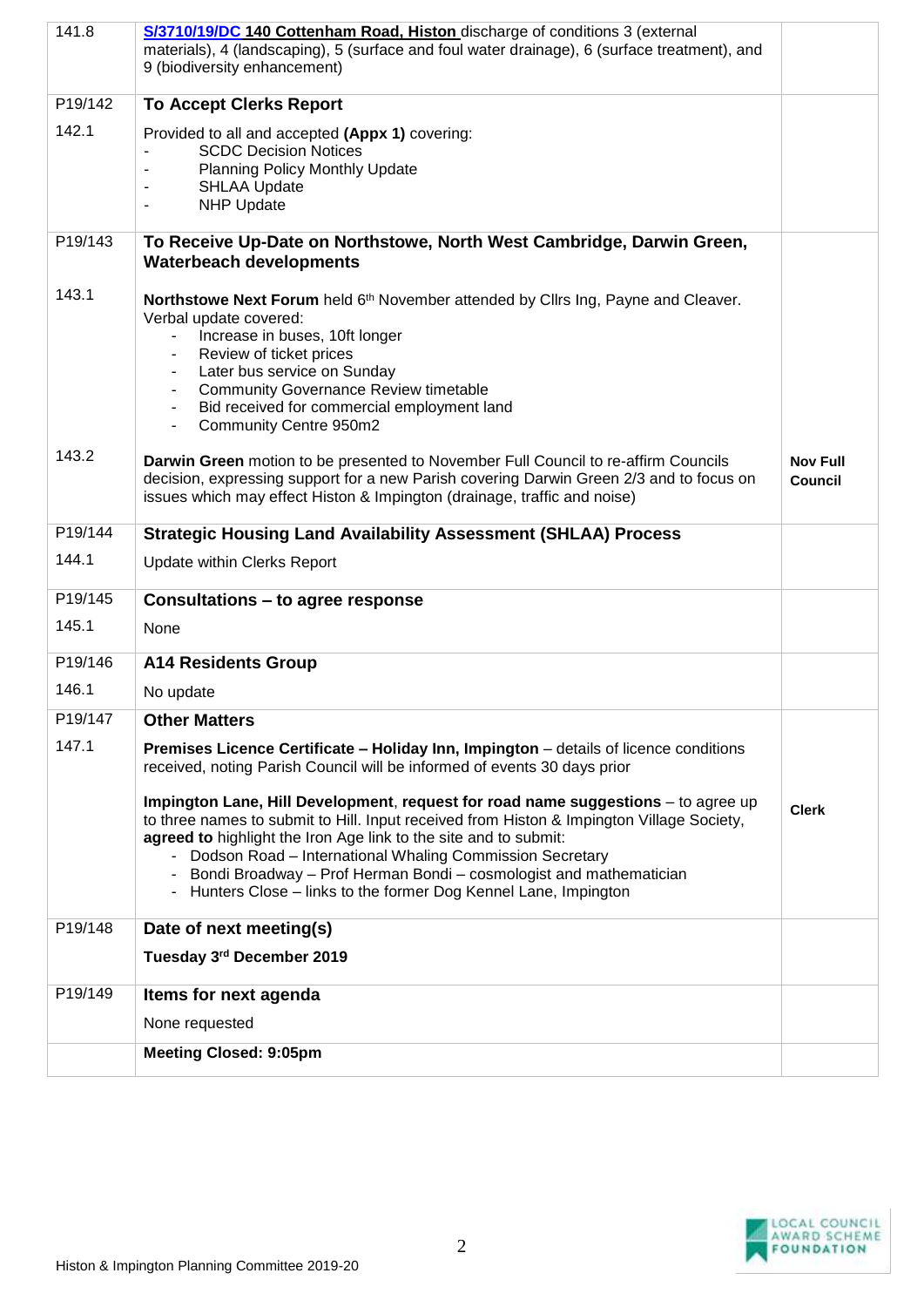| | | |
|---|---|---|
| 141.8 | **S/3710/19/DC 140 Cottenham Road, Histon** discharge of conditions 3 (external materials), 4 (landscaping), 5 (surface and foul water drainage), 6 (surface treatment), and 9 (biodiversity enhancement) | |
| P19/142 | **To Accept Clerks Report** | |
| 142.1 | Provided to all and accepted **(Appx 1)** covering:<br>- SCDC Decision Notices<br>- Planning Policy Monthly Update<br>- SHLAA Update<br>- NHP Update | |
| P19/143 | **To Receive Up-Date on Northstowe, North West Cambridge, Darwin Green, Waterbeach developments** | |
| 143.1 | **Northstowe Next Forum** held 6th November attended by Cllrs Ing, Payne and Cleaver. Verbal update covered:<br>- Increase in buses, 10ft longer<br>- Review of ticket prices<br>- Later bus service on Sunday<br>- Community Governance Review timetable<br>- Bid received for commercial employment land<br>- Community Centre 950m2 | |
| 143.2 | **Darwin Green** motion to be presented to November Full Council to re-affirm Councils decision, expressing support for a new Parish covering Darwin Green 2/3 and to focus on issues which may effect Histon & Impington (drainage, traffic and noise) | **Nov Full Council** |
| P19/144 | **Strategic Housing Land Availability Assessment (SHLAA) Process** | |
| 144.1 | Update within Clerks Report | |
| P19/145 | **Consultations – to agree response** | |
| 145.1 | None | |
| P19/146 | **A14 Residents Group** | |
| 146.1 | No update | |
| P19/147 | **Other Matters** | |
| 147.1 | **Premises Licence Certificate – Holiday Inn, Impington** – details of licence conditions received, noting Parish Council will be informed of events 30 days prior<br><br>**Impington Lane, Hill Development**, **request for road name suggestions** – to agree up to three names to submit to Hill. Input received from Histon & Impington Village Society, **agreed to** highlight the Iron Age link to the site and to submit:<br>- Dodson Road – International Whaling Commission Secretary<br>- Bondi Broadway – Prof Herman Bondi – cosmologist and mathematician<br>- Hunters Close – links to the former Dog Kennel Lane, Impington | **Clerk** |
| P19/148 | **Date of next meeting(s)**<br>**Tuesday 3rd December 2019** | |
| P19/149 | **Items for next agenda**<br>None requested | |
| | **Meeting Closed: 9:05pm** | |